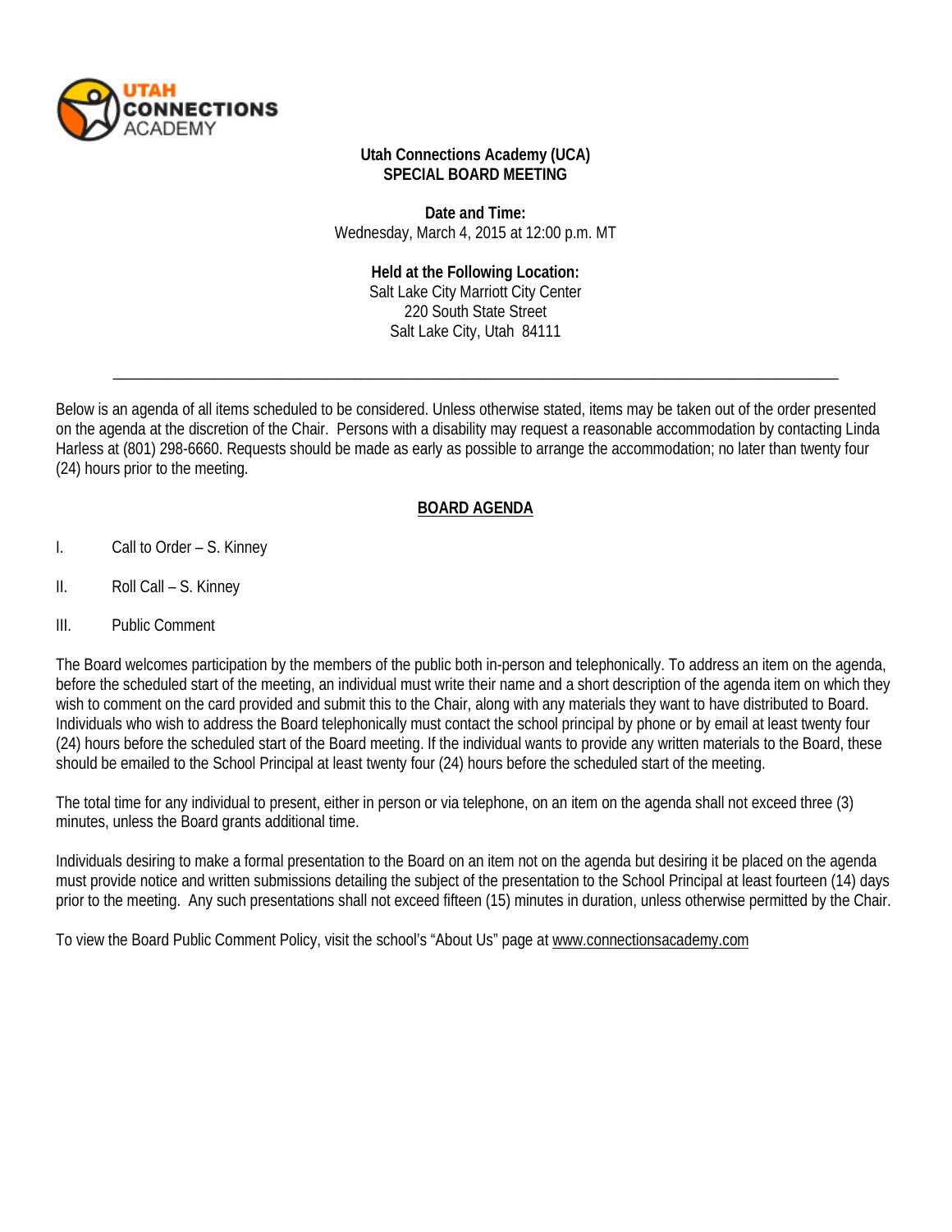UTAH CONNECTIONS ACADEMY

**Utah Connections Academy (UCA)**
**SPECIAL BOARD MEETING**

**Date and Time:**
Wednesday, March 4, 2015 at 12:00 p.m. MT

**Held at the Following Location:**
Salt Lake City Marriott City Center
220 South State Street
Salt Lake City, Utah 84111

---

Below is an agenda of all items scheduled to be considered. Unless otherwise stated, items may be taken out of the order presented on the agenda at the discretion of the Chair. Persons with a disability may request a reasonable accommodation by contacting Linda Harless at (801) 298-6660. Requests should be made as early as possible to arrange the accommodation; no later than twenty four (24) hours prior to the meeting.

## BOARD AGENDA

I. Call to Order – S. Kinney

II. Roll Call – S. Kinney

III. Public Comment

The Board welcomes participation by the members of the public both in-person and telephonically. To address an item on the agenda, before the scheduled start of the meeting, an individual must write their name and a short description of the agenda item on which they wish to comment on the card provided and submit this to the Chair, along with any materials they want to have distributed to Board. Individuals who wish to address the Board telephonically must contact the school principal by phone or by email at least twenty four (24) hours before the scheduled start of the Board meeting. If the individual wants to provide any written materials to the Board, these should be emailed to the School Principal at least twenty four (24) hours before the scheduled start of the meeting.

The total time for any individual to present, either in person or via telephone, on an item on the agenda shall not exceed three (3) minutes, unless the Board grants additional time.

Individuals desiring to make a formal presentation to the Board on an item not on the agenda but desiring it be placed on the agenda must provide notice and written submissions detailing the subject of the presentation to the School Principal at least fourteen (14) days prior to the meeting. Any such presentations shall not exceed fifteen (15) minutes in duration, unless otherwise permitted by the Chair.

To view the Board Public Comment Policy, visit the school's "About Us" page at www.connectionsacademy.com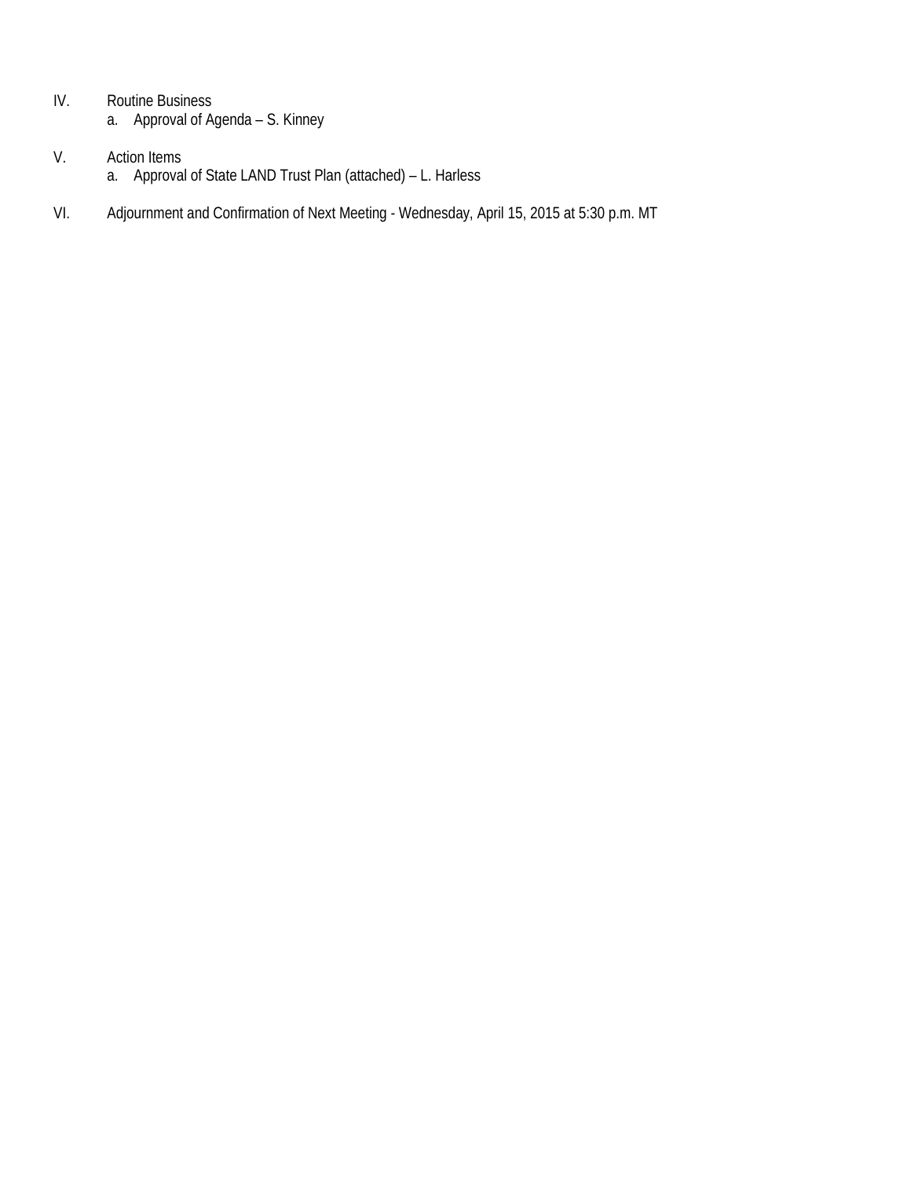IV. Routine Business
   a. Approval of Agenda – S. Kinney

V. Action Items
   a. Approval of State LAND Trust Plan (attached) – L. Harless

VI. Adjournment and Confirmation of Next Meeting - Wednesday, April 15, 2015 at 5:30 p.m. MT